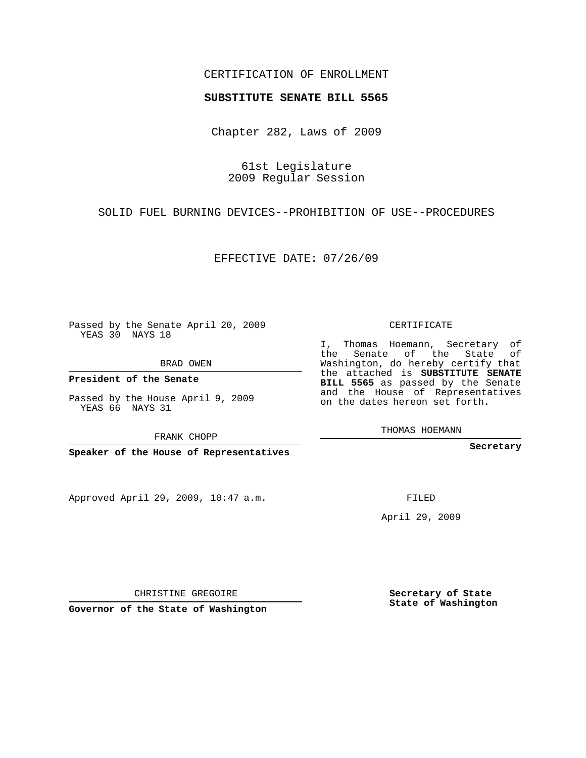CERTIFICATION OF ENROLLMENT

**SUBSTITUTE SENATE BILL 5565**

Chapter 282, Laws of 2009

61st Legislature
2009 Regular Session

SOLID FUEL BURNING DEVICES--PROHIBITION OF USE--PROCEDURES

EFFECTIVE DATE: 07/26/09

Passed by the Senate April 20, 2009
YEAS 30 NAYS 18

BRAD OWEN

**President of the Senate**

Passed by the House April 9, 2009
YEAS 66 NAYS 31

FRANK CHOPP

**Speaker of the House of Representatives**

Approved April 29, 2009, 10:47 a.m.

CHRISTINE GREGOIRE

**Governor of the State of Washington**

CERTIFICATE

I, Thomas Hoemann, Secretary of the Senate of the State of Washington, do hereby certify that the attached is **SUBSTITUTE SENATE BILL 5565** as passed by the Senate and the House of Representatives on the dates hereon set forth.

THOMAS HOEMANN

**Secretary**

FILED

April 29, 2009

**Secretary of State**
**State of Washington**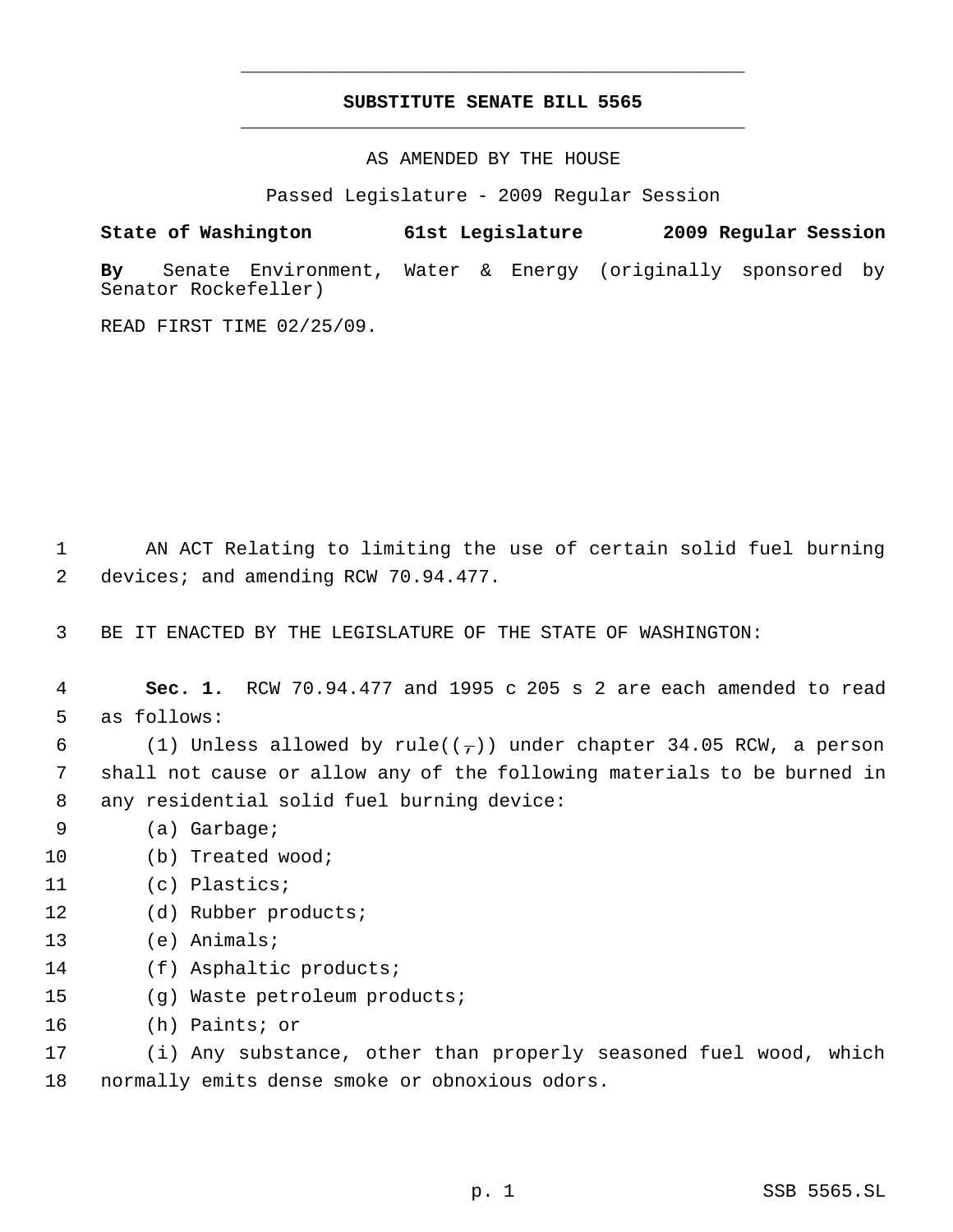# SUBSTITUTE SENATE BILL 5565

AS AMENDED BY THE HOUSE

Passed Legislature - 2009 Regular Session

**State of Washington 61st Legislature 2009 Regular Session**

**By** Senate Environment, Water & Energy (originally sponsored by Senator Rockefeller)

READ FIRST TIME 02/25/09.

1 AN ACT Relating to limiting the use of certain solid fuel burning
2 devices; and amending RCW 70.94.477.

3 BE IT ENACTED BY THE LEGISLATURE OF THE STATE OF WASHINGTON:

4 **Sec. 1.** RCW 70.94.477 and 1995 c 205 s 2 are each amended to read
5 as follows:

6 (1) Unless allowed by rule((~~,~~)) under chapter 34.05 RCW, a person
7 shall not cause or allow any of the following materials to be burned in
8 any residential solid fuel burning device:

9 (a) Garbage;

10 (b) Treated wood;

11 (c) Plastics;

12 (d) Rubber products;

13 (e) Animals;

14 (f) Asphaltic products;

15 (g) Waste petroleum products;

16 (h) Paints; or

17 (i) Any substance, other than properly seasoned fuel wood, which
18 normally emits dense smoke or obnoxious odors.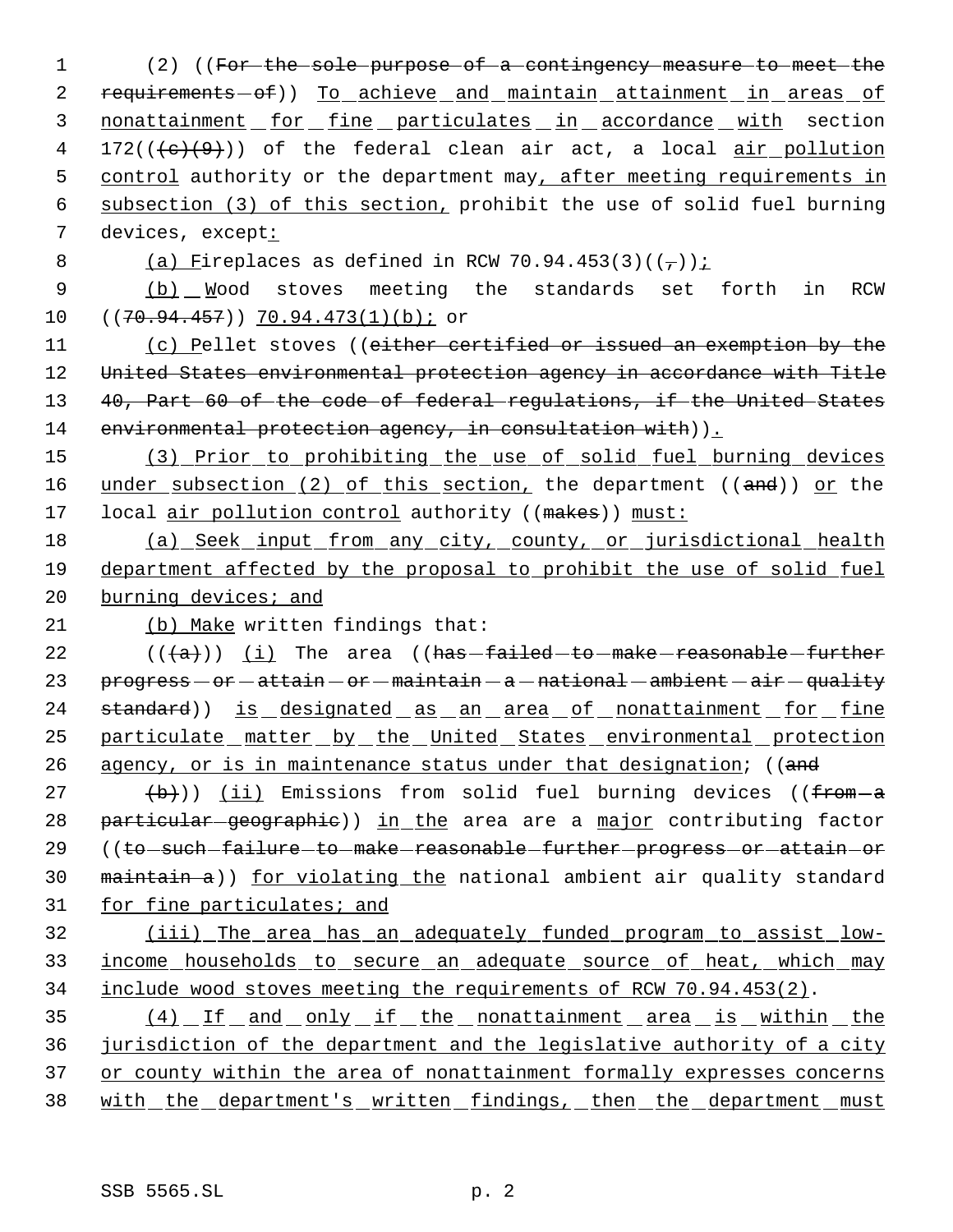(2) ((For the sole purpose of a contingency measure to meet the requirements of)) To achieve and maintain attainment in areas of nonattainment for fine particulates in accordance with section 172(((c)(9))) of the federal clean air act, a local air pollution control authority or the department may, after meeting requirements in subsection (3) of this section, prohibit the use of solid fuel burning devices, except:

(a) Fireplaces as defined in RCW 70.94.453(3)((,));

(b) Wood stoves meeting the standards set forth in RCW ((70.94.457)) 70.94.473(1)(b); or

(c) Pellet stoves ((either certified or issued an exemption by the United States environmental protection agency in accordance with Title 40, Part 60 of the code of federal regulations, if the United States environmental protection agency, in consultation with)).

(3) Prior to prohibiting the use of solid fuel burning devices under subsection (2) of this section, the department ((and)) or the local air pollution control authority ((makes)) must:

(a) Seek input from any city, county, or jurisdictional health department affected by the proposal to prohibit the use of solid fuel burning devices; and

(b) Make written findings that:

(((a))) (i) The area ((has failed to make reasonable further progress or attain or maintain a national ambient air quality standard)) is designated as an area of nonattainment for fine particulate matter by the United States environmental protection agency, or is in maintenance status under that designation; ((and

(b))) (ii) Emissions from solid fuel burning devices ((from a particular geographic)) in the area are a major contributing factor ((to such failure to make reasonable further progress or attain or maintain a)) for violating the national ambient air quality standard for fine particulates; and

(iii) The area has an adequately funded program to assist low-income households to secure an adequate source of heat, which may include wood stoves meeting the requirements of RCW 70.94.453(2).

(4) If and only if the nonattainment area is within the jurisdiction of the department and the legislative authority of a city or county within the area of nonattainment formally expresses concerns with the department's written findings, then the department must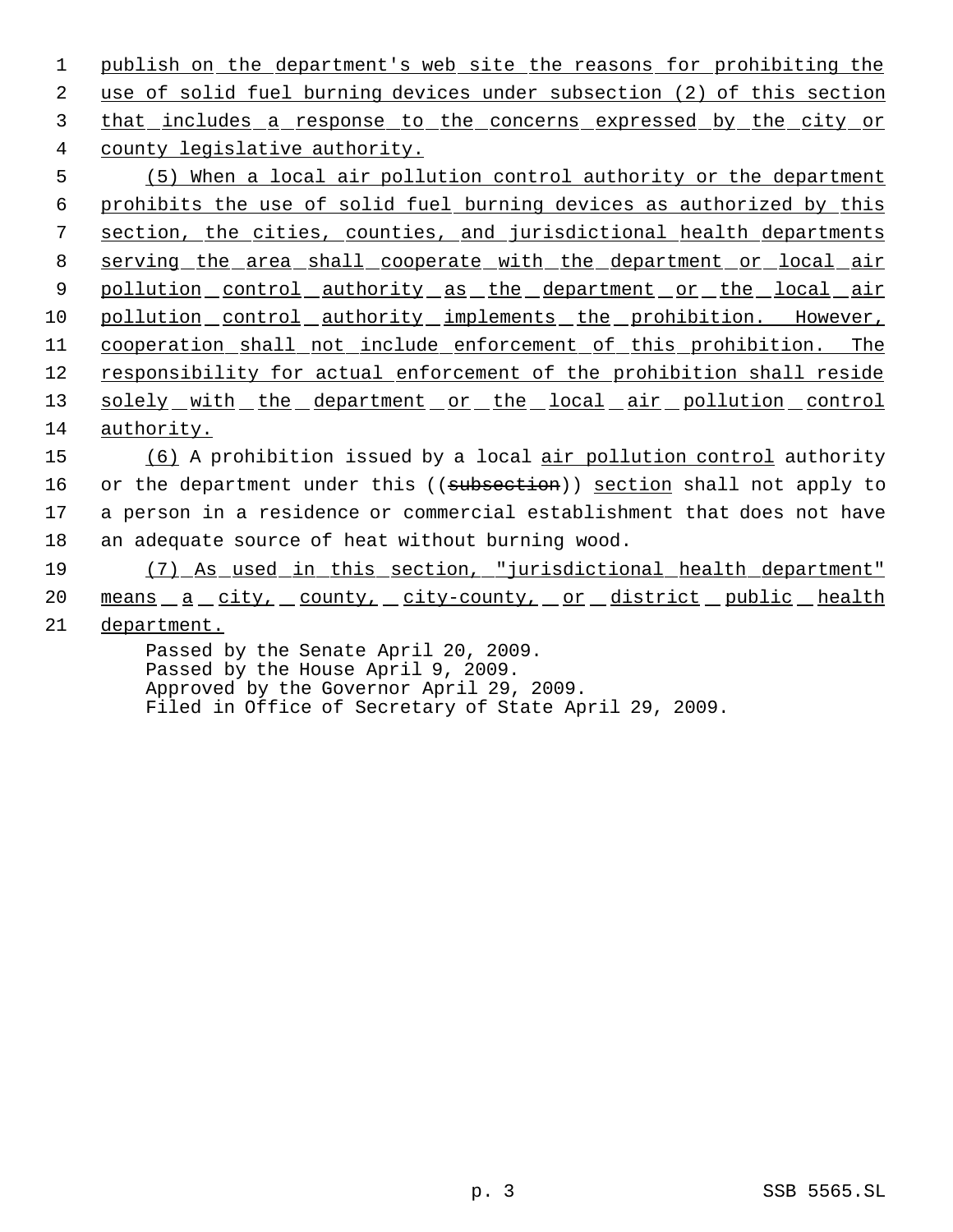publish on the department's web site the reasons for prohibiting the use of solid fuel burning devices under subsection (2) of this section that includes a response to the concerns expressed by the city or county legislative authority.

(5) When a local air pollution control authority or the department prohibits the use of solid fuel burning devices as authorized by this section, the cities, counties, and jurisdictional health departments serving the area shall cooperate with the department or local air pollution control authority as the department or the local air pollution control authority implements the prohibition. However, cooperation shall not include enforcement of this prohibition. The responsibility for actual enforcement of the prohibition shall reside solely with the department or the local air pollution control authority.

(6) A prohibition issued by a local air pollution control authority or the department under this ((~~subsection~~)) section shall not apply to a person in a residence or commercial establishment that does not have an adequate source of heat without burning wood.

(7) As used in this section, "jurisdictional health department" means a city, county, city-county, or district public health department.

Passed by the Senate April 20, 2009.
Passed by the House April 9, 2009.
Approved by the Governor April 29, 2009.
Filed in Office of Secretary of State April 29, 2009.